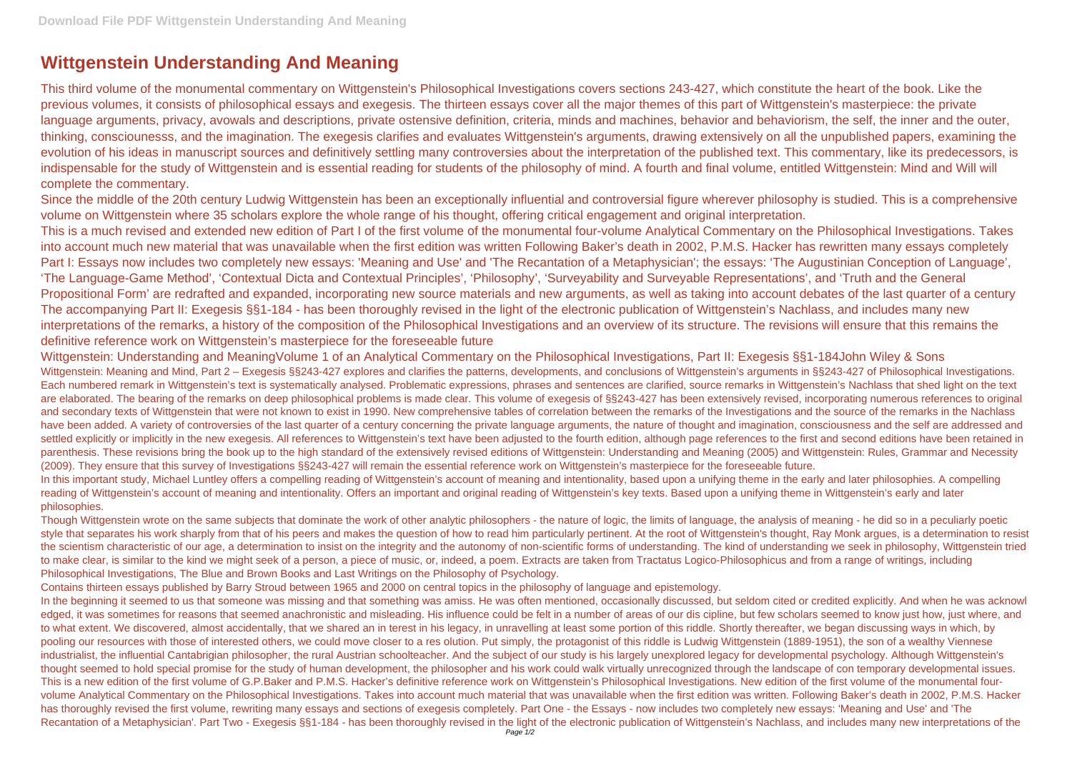# Wittgenstein Understanding And Meaning

This third volume of the monumental commentary on Wittgenstein's Philosophical Investigations covers sections 243-427, which constitute the heart of the book. Like the previous volumes, it consists of philosophical essays and exegesis. The thirteen essays cover all the major themes of this part of Wittgenstein's masterpiece: the private language arguments, privacy, avowals and descriptions, private ostensive definition, criteria, minds and machines, behavior and behaviorism, the self, the inner and the outer, thinking, consciousnesss, and the imagination. The exegesis clarifies and evaluates Wittgenstein's arguments, drawing extensively on all the unpublished papers, examining the evolution of his ideas in manuscript sources and definitively settling many controversies about the interpretation of the published text. This commentary, like its predecessors, is indispensable for the study of Wittgenstein and is essential reading for students of the philosophy of mind. A fourth and final volume, entitled Wittgenstein: Mind and Will will complete the commentary.

Since the middle of the 20th century Ludwig Wittgenstein has been an exceptionally influential and controversial figure wherever philosophy is studied. This is a comprehensive volume on Wittgenstein where 35 scholars explore the whole range of his thought, offering critical engagement and original interpretation.

This is a much revised and extended new edition of Part I of the first volume of the monumental four-volume Analytical Commentary on the Philosophical Investigations. Takes into account much new material that was unavailable when the first edition was written Following Baker's death in 2002, P.M.S. Hacker has rewritten many essays completely Part I: Essays now includes two completely new essays: 'Meaning and Use' and 'The Recantation of a Metaphysician'; the essays: 'The Augustinian Conception of Language', 'The Language-Game Method', 'Contextual Dicta and Contextual Principles', 'Philosophy', 'Surveyability and Surveyable Representations', and 'Truth and the General Propositional Form' are redrafted and expanded, incorporating new source materials and new arguments, as well as taking into account debates of the last quarter of a century The accompanying Part II: Exegesis §§1-184 - has been thoroughly revised in the light of the electronic publication of Wittgenstein's Nachlass, and includes many new interpretations of the remarks, a history of the composition of the Philosophical Investigations and an overview of its structure. The revisions will ensure that this remains the definitive reference work on Wittgenstein's masterpiece for the foreseeable future

Wittgenstein: Understanding and MeaningVolume 1 of an Analytical Commentary on the Philosophical Investigations, Part II: Exegesis §§1-184John Wiley & Sons

Wittgenstein: Meaning and Mind, Part 2 – Exegesis §§243-427 explores and clarifies the patterns, developments, and conclusions of Wittgenstein's arguments in §§243-427 of Philosophical Investigations. Each numbered remark in Wittgenstein's text is systematically analysed. Problematic expressions, phrases and sentences are clarified, source remarks in Wittgenstein's Nachlass that shed light on the text are elaborated. The bearing of the remarks on deep philosophical problems is made clear. This volume of exegesis of §§243-427 has been extensively revised, incorporating numerous references to original and secondary texts of Wittgenstein that were not known to exist in 1990. New comprehensive tables of correlation between the remarks of the Investigations and the source of the remarks in the Nachlass have been added. A variety of controversies of the last quarter of a century concerning the private language arguments, the nature of thought and imagination, consciousness and the self are addressed and settled explicitly or implicitly in the new exegesis. All references to Wittgenstein's text have been adjusted to the fourth edition, although page references to the first and second editions have been retained in parenthesis. These revisions bring the book up to the high standard of the extensively revised editions of Wittgenstein: Understanding and Meaning (2005) and Wittgenstein: Rules, Grammar and Necessity (2009). They ensure that this survey of Investigations §§243-427 will remain the essential reference work on Wittgenstein's masterpiece for the foreseeable future.

In this important study, Michael Luntley offers a compelling reading of Wittgenstein's account of meaning and intentionality, based upon a unifying theme in the early and later philosophies. A compelling reading of Wittgenstein's account of meaning and intentionality. Offers an important and original reading of Wittgenstein's key texts. Based upon a unifying theme in Wittgenstein's early and later philosophies.

Though Wittgenstein wrote on the same subjects that dominate the work of other analytic philosophers - the nature of logic, the limits of language, the analysis of meaning - he did so in a peculiarly poetic style that separates his work sharply from that of his peers and makes the question of how to read him particularly pertinent. At the root of Wittgenstein's thought, Ray Monk argues, is a determination to resist the scientism characteristic of our age, a determination to insist on the integrity and the autonomy of non-scientific forms of understanding. The kind of understanding we seek in philosophy, Wittgenstein tried to make clear, is similar to the kind we might seek of a person, a piece of music, or, indeed, a poem. Extracts are taken from Tractatus Logico-Philosophicus and from a range of writings, including Philosophical Investigations, The Blue and Brown Books and Last Writings on the Philosophy of Psychology.

Contains thirteen essays published by Barry Stroud between 1965 and 2000 on central topics in the philosophy of language and epistemology.

In the beginning it seemed to us that someone was missing and that something was amiss. He was often mentioned, occasionally discussed, but seldom cited or credited explicitly. And when he was acknowl edged, it was sometimes for reasons that seemed anachronistic and misleading. His influence could be felt in a number of areas of our dis cipline, but few scholars seemed to know just how, just where, and to what extent. We discovered, almost accidentally, that we shared an in terest in his legacy, in unravelling at least some portion of this riddle. Shortly thereafter, we began discussing ways in which, by pooling our resources with those of interested others, we could move closer to a res olution. Put simply, the protagonist of this riddle is Ludwig Wittgenstein (1889-1951), the son of a wealthy Viennese industrialist, the influential Cantabrigian philosopher, the rural Austrian schoolteacher. And the subject of our study is his largely unexplored legacy for developmental psychology. Although Wittgenstein's thought seemed to hold special promise for the study of human development, the philosopher and his work could walk virtually unrecognized through the landscape of con temporary developmental issues.

This is a new edition of the first volume of G.P.Baker and P.M.S. Hacker's definitive reference work on Wittgenstein's Philosophical Investigations. New edition of the first volume of the monumental four-volume Analytical Commentary on the Philosophical Investigations. Takes into account much material that was unavailable when the first edition was written. Following Baker's death in 2002, P.M.S. Hacker has thoroughly revised the first volume, rewriting many essays and sections of exegesis completely. Part One - the Essays - now includes two completely new essays: 'Meaning and Use' and 'The Recantation of a Metaphysician'. Part Two - Exegesis §§1-184 - has been thoroughly revised in the light of the electronic publication of Wittgenstein's Nachlass, and includes many new interpretations of the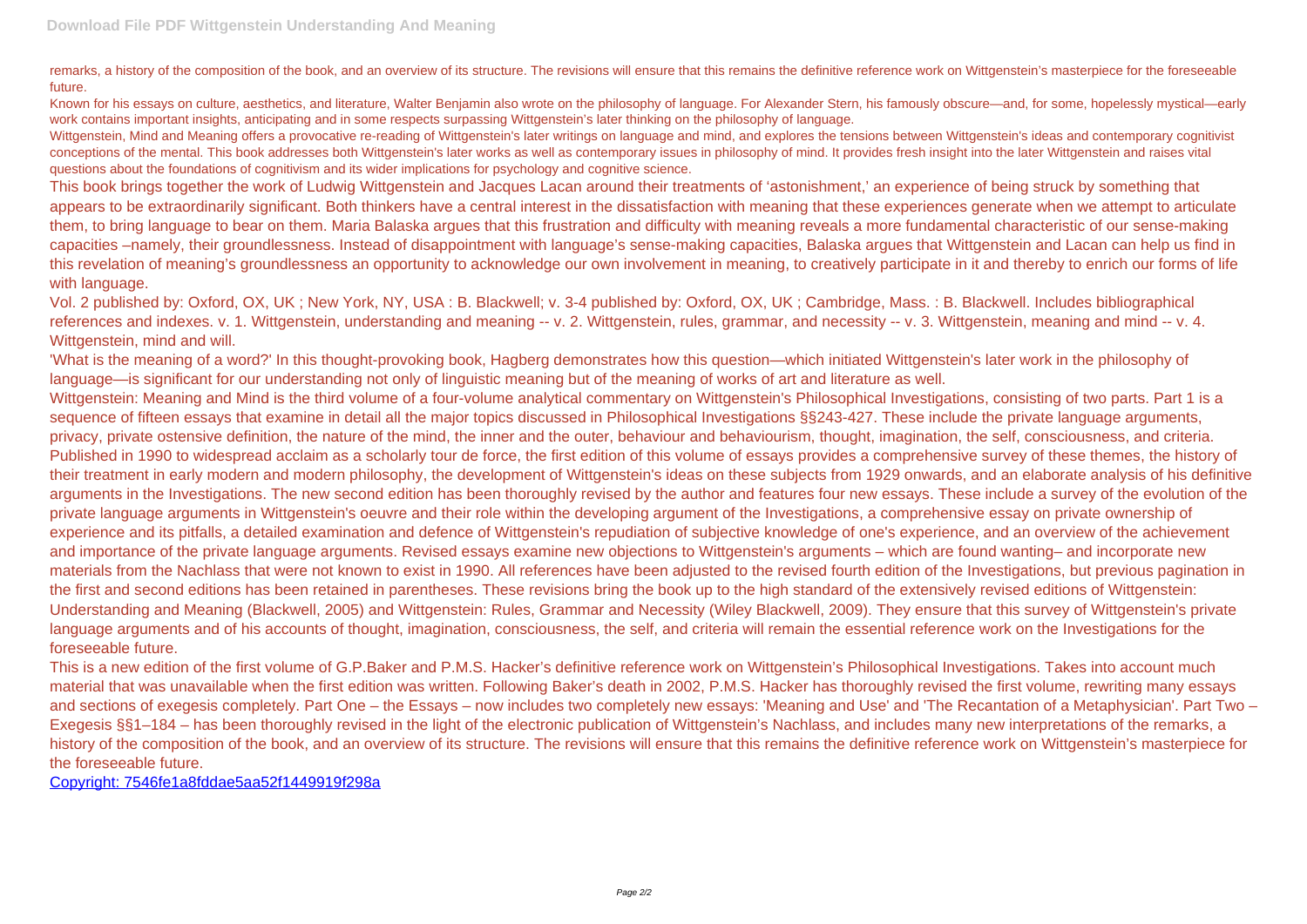remarks, a history of the composition of the book, and an overview of its structure. The revisions will ensure that this remains the definitive reference work on Wittgenstein's masterpiece for the foreseeable future.

Known for his essays on culture, aesthetics, and literature, Walter Benjamin also wrote on the philosophy of language. For Alexander Stern, his famously obscure—and, for some, hopelessly mystical—early work contains important insights, anticipating and in some respects surpassing Wittgenstein's later thinking on the philosophy of language.

Wittgenstein, Mind and Meaning offers a provocative re-reading of Wittgenstein's later writings on language and mind, and explores the tensions between Wittgenstein's ideas and contemporary cognitivist conceptions of the mental. This book addresses both Wittgenstein's later works as well as contemporary issues in philosophy of mind. It provides fresh insight into the later Wittgenstein and raises vital questions about the foundations of cognitivism and its wider implications for psychology and cognitive science.

This book brings together the work of Ludwig Wittgenstein and Jacques Lacan around their treatments of 'astonishment,' an experience of being struck by something that appears to be extraordinarily significant. Both thinkers have a central interest in the dissatisfaction with meaning that these experiences generate when we attempt to articulate them, to bring language to bear on them. Maria Balaska argues that this frustration and difficulty with meaning reveals a more fundamental characteristic of our sense-making capacities –namely, their groundlessness. Instead of disappointment with language's sense-making capacities, Balaska argues that Wittgenstein and Lacan can help us find in this revelation of meaning's groundlessness an opportunity to acknowledge our own involvement in meaning, to creatively participate in it and thereby to enrich our forms of life with language.

Vol. 2 published by: Oxford, OX, UK ; New York, NY, USA : B. Blackwell; v. 3-4 published by: Oxford, OX, UK ; Cambridge, Mass. : B. Blackwell. Includes bibliographical references and indexes. v. 1. Wittgenstein, understanding and meaning -- v. 2. Wittgenstein, rules, grammar, and necessity -- v. 3. Wittgenstein, meaning and mind -- v. 4. Wittgenstein, mind and will.

'What is the meaning of a word?' In this thought-provoking book, Hagberg demonstrates how this question—which initiated Wittgenstein's later work in the philosophy of language—is significant for our understanding not only of linguistic meaning but of the meaning of works of art and literature as well.

Wittgenstein: Meaning and Mind is the third volume of a four-volume analytical commentary on Wittgenstein's Philosophical Investigations, consisting of two parts. Part 1 is a sequence of fifteen essays that examine in detail all the major topics discussed in Philosophical Investigations §§243-427. These include the private language arguments, privacy, private ostensive definition, the nature of the mind, the inner and the outer, behaviour and behaviourism, thought, imagination, the self, consciousness, and criteria. Published in 1990 to widespread acclaim as a scholarly tour de force, the first edition of this volume of essays provides a comprehensive survey of these themes, the history of their treatment in early modern and modern philosophy, the development of Wittgenstein's ideas on these subjects from 1929 onwards, and an elaborate analysis of his definitive arguments in the Investigations. The new second edition has been thoroughly revised by the author and features four new essays. These include a survey of the evolution of the private language arguments in Wittgenstein's oeuvre and their role within the developing argument of the Investigations, a comprehensive essay on private ownership of experience and its pitfalls, a detailed examination and defence of Wittgenstein's repudiation of subjective knowledge of one's experience, and an overview of the achievement and importance of the private language arguments. Revised essays examine new objections to Wittgenstein's arguments – which are found wanting– and incorporate new materials from the Nachlass that were not known to exist in 1990. All references have been adjusted to the revised fourth edition of the Investigations, but previous pagination in the first and second editions has been retained in parentheses. These revisions bring the book up to the high standard of the extensively revised editions of Wittgenstein: Understanding and Meaning (Blackwell, 2005) and Wittgenstein: Rules, Grammar and Necessity (Wiley Blackwell, 2009). They ensure that this survey of Wittgenstein's private language arguments and of his accounts of thought, imagination, consciousness, the self, and criteria will remain the essential reference work on the Investigations for the foreseeable future.

This is a new edition of the first volume of G.P.Baker and P.M.S. Hacker's definitive reference work on Wittgenstein's Philosophical Investigations. Takes into account much material that was unavailable when the first edition was written. Following Baker's death in 2002, P.M.S. Hacker has thoroughly revised the first volume, rewriting many essays and sections of exegesis completely. Part One – the Essays – now includes two completely new essays: 'Meaning and Use' and 'The Recantation of a Metaphysician'. Part Two – Exegesis §§1–184 – has been thoroughly revised in the light of the electronic publication of Wittgenstein's Nachlass, and includes many new interpretations of the remarks, a history of the composition of the book, and an overview of its structure. The revisions will ensure that this remains the definitive reference work on Wittgenstein's masterpiece for the foreseeable future.

Copyright: 7546fe1a8fddae5aa52f1449919f298a